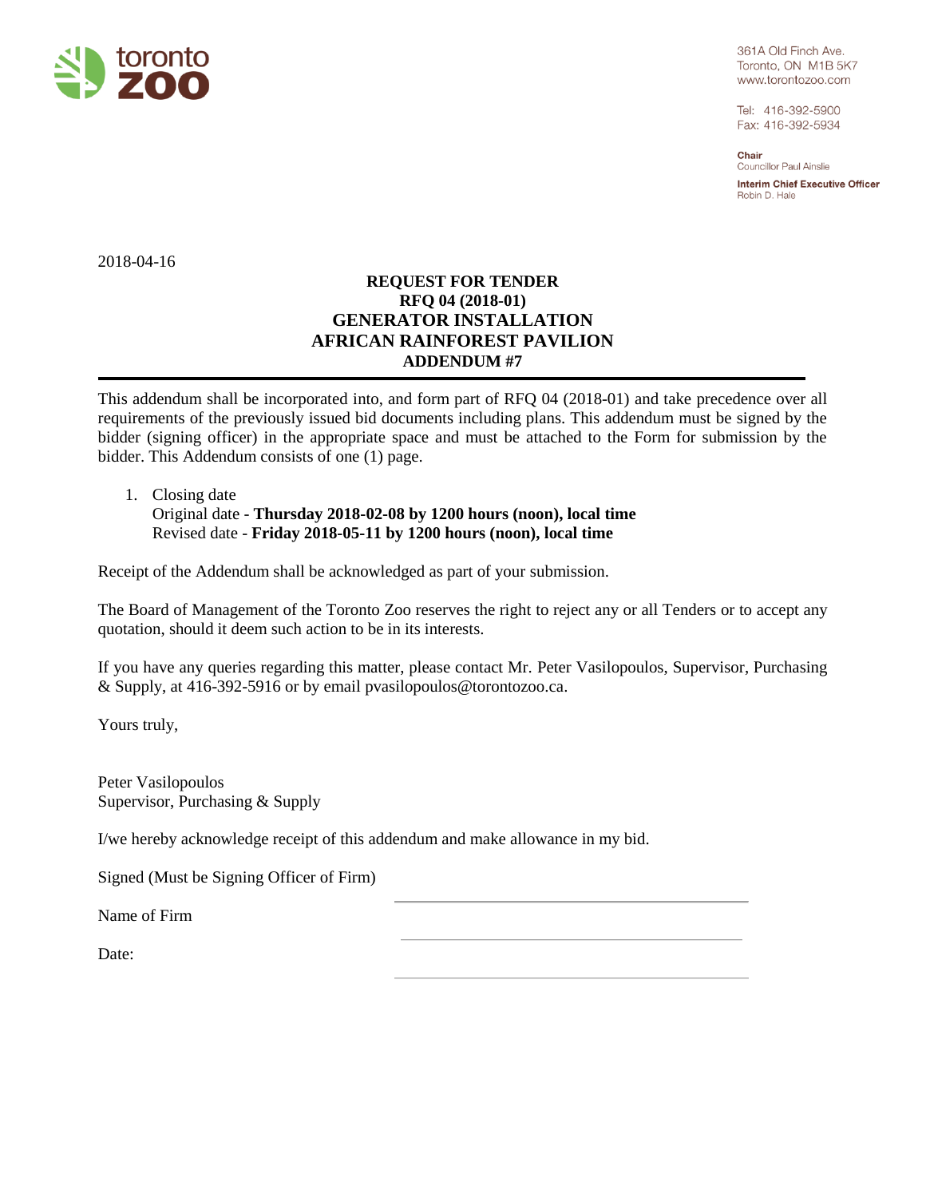toronto zoo

361A Old Finch Ave.
Toronto, ON M1B 5K7
www.torontozoo.com

Tel: 416-392-5900
Fax: 416-392-5934

**Chair**
Councillor Paul Ainslie

**Interim Chief Executive Officer**
Robin D. Hale

2018-04-16

# REQUEST FOR TENDER
## RFQ 04 (2018-01)
## GENERATOR INSTALLATION
## AFRICAN RAINFOREST PAVILION
## ADDENDUM #7

This addendum shall be incorporated into, and form part of RFQ 04 (2018-01) and take precedence over all requirements of the previously issued bid documents including plans. This addendum must be signed by the bidder (signing officer) in the appropriate space and must be attached to the Form for submission by the bidder. This Addendum consists of one (1) page.

1. Closing date
   Original date - **Thursday 2018-02-08 by 1200 hours (noon), local time**
   Revised date - **Friday 2018-05-11 by 1200 hours (noon), local time**

Receipt of the Addendum shall be acknowledged as part of your submission.

The Board of Management of the Toronto Zoo reserves the right to reject any or all Tenders or to accept any quotation, should it deem such action to be in its interests.

If you have any queries regarding this matter, please contact Mr. Peter Vasilopoulos, Supervisor, Purchasing & Supply, at 416-392-5916 or by email pvasilopoulos@torontozoo.ca.

Yours truly,

Peter Vasilopoulos
Supervisor, Purchasing & Supply

I/we hereby acknowledge receipt of this addendum and make allowance in my bid.

Signed (Must be Signing Officer of Firm) ______________________

Name of Firm ______________________

Date: ______________________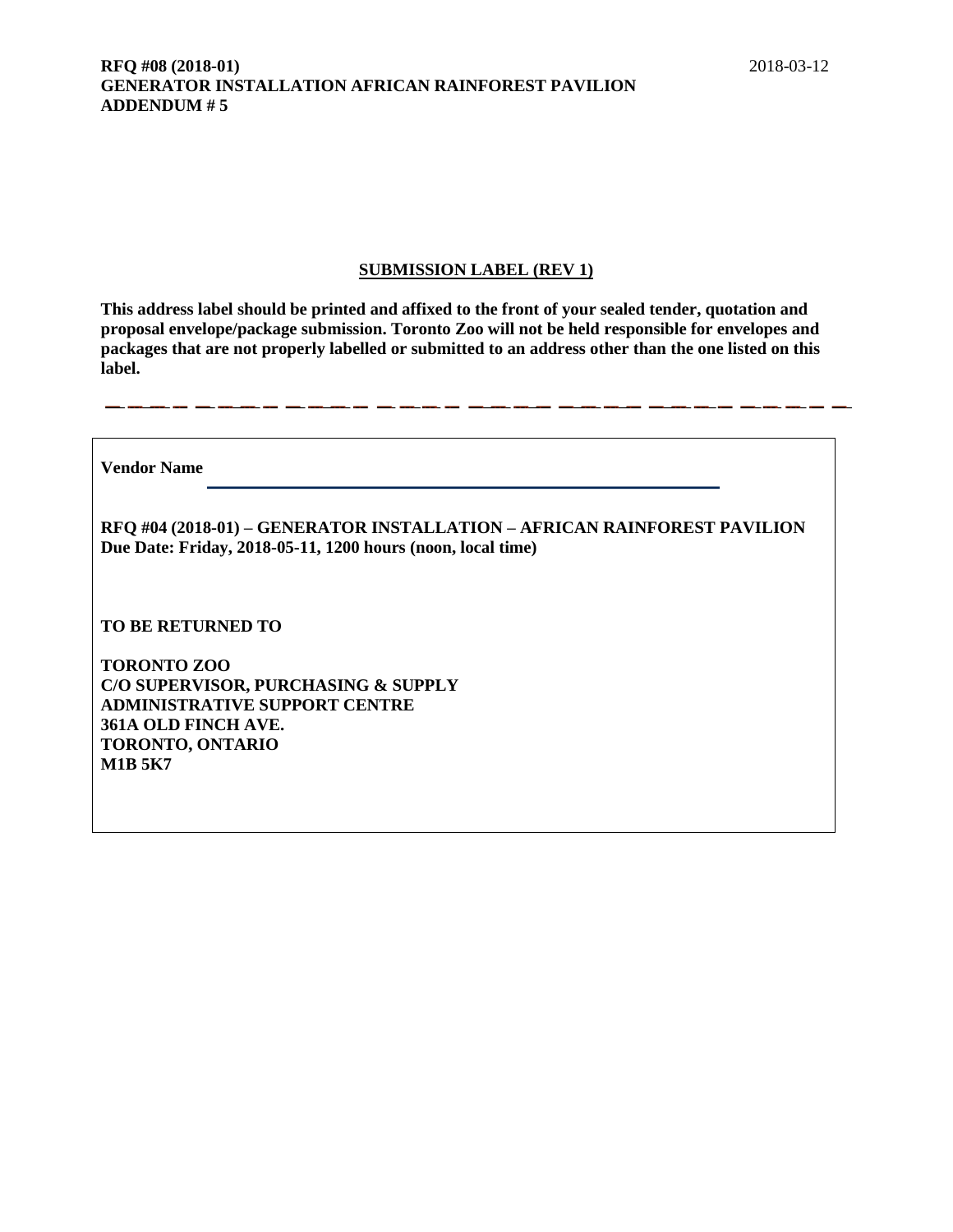**RFQ #08 (2018-01)** 2018-03-12
**GENERATOR INSTALLATION AFRICAN RAINFOREST PAVILION**
**ADDENDUM # 5**

## SUBMISSION LABEL (REV 1)

**This address label should be printed and affixed to the front of your sealed tender, quotation and proposal envelope/package submission. Toronto Zoo will not be held responsible for envelopes and packages that are not properly labelled or submitted to an address other than the one listed on this label.**

---

**Vendor Name** ______________________________________________

**RFQ #04 (2018-01) – GENERATOR INSTALLATION – AFRICAN RAINFOREST PAVILION**
**Due Date: Friday, 2018-05-11, 1200 hours (noon, local time)**

**TO BE RETURNED TO**

**TORONTO ZOO**
**C/O SUPERVISOR, PURCHASING & SUPPLY**
**ADMINISTRATIVE SUPPORT CENTRE**
**361A OLD FINCH AVE.**
**TORONTO, ONTARIO**
**M1B 5K7**